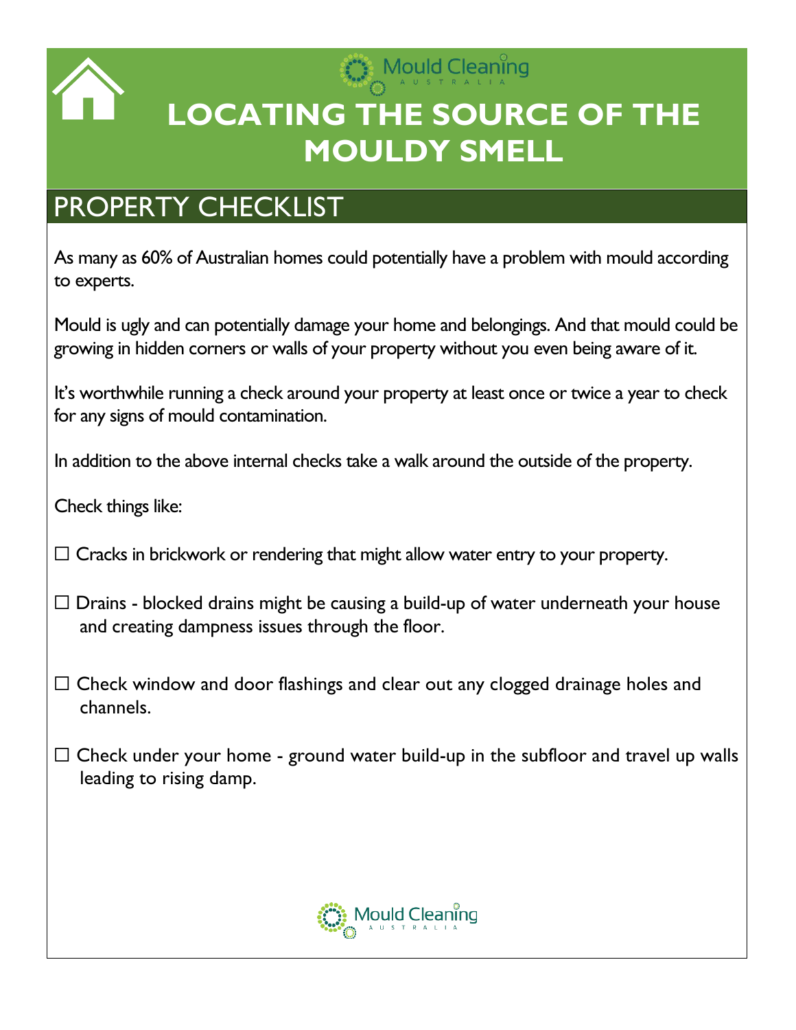Mould Cleaning AUSTRALIA

# LOCATING THE SOURCE OF THE MOULDY SMELL

## PROPERTY CHECKLIST

As many as 60% of Australian homes could potentially have a problem with mould according to experts.

Mould is ugly and can potentially damage your home and belongings. And that mould could be growing in hidden corners or walls of your property without you even being aware of it.

It's worthwhile running a check around your property at least once or twice a year to check for any signs of mould contamination.

In addition to the above internal checks take a walk around the outside of the property.

Check things like:

☐ Cracks in brickwork or rendering that might allow water entry to your property.

☐ Drains - blocked drains might be causing a build-up of water underneath your house and creating dampness issues through the floor.

☐ Check window and door flashings and clear out any clogged drainage holes and channels.

☐ Check under your home - ground water build-up in the subfloor and travel up walls leading to rising damp.

Mould Cleaning AUSTRALIA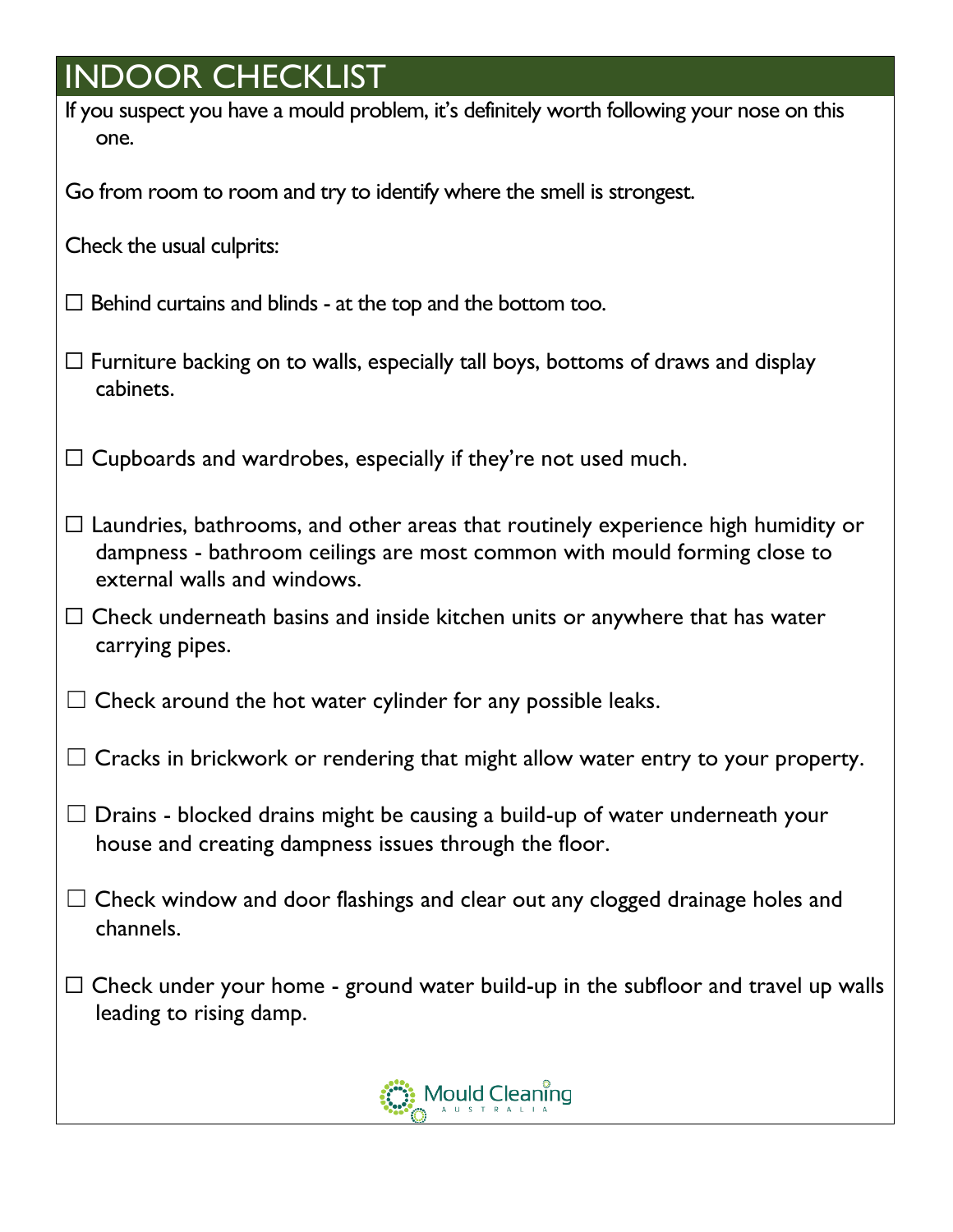# INDOOR CHECKLIST

If you suspect you have a mould problem, it's definitely worth following your nose on this one.

Go from room to room and try to identify where the smell is strongest.

Check the usual culprits:

☐ Behind curtains and blinds - at the top and the bottom too.

☐ Furniture backing on to walls, especially tall boys, bottoms of draws and display cabinets.

☐ Cupboards and wardrobes, especially if they're not used much.

☐ Laundries, bathrooms, and other areas that routinely experience high humidity or dampness - bathroom ceilings are most common with mould forming close to external walls and windows.

☐ Check underneath basins and inside kitchen units or anywhere that has water carrying pipes.

☐ Check around the hot water cylinder for any possible leaks.

☐ Cracks in brickwork or rendering that might allow water entry to your property.

☐ Drains - blocked drains might be causing a build-up of water underneath your house and creating dampness issues through the floor.

☐ Check window and door flashings and clear out any clogged drainage holes and channels.

☐ Check under your home - ground water build-up in the subfloor and travel up walls leading to rising damp.

Mould Cleaning AUSTRALIA